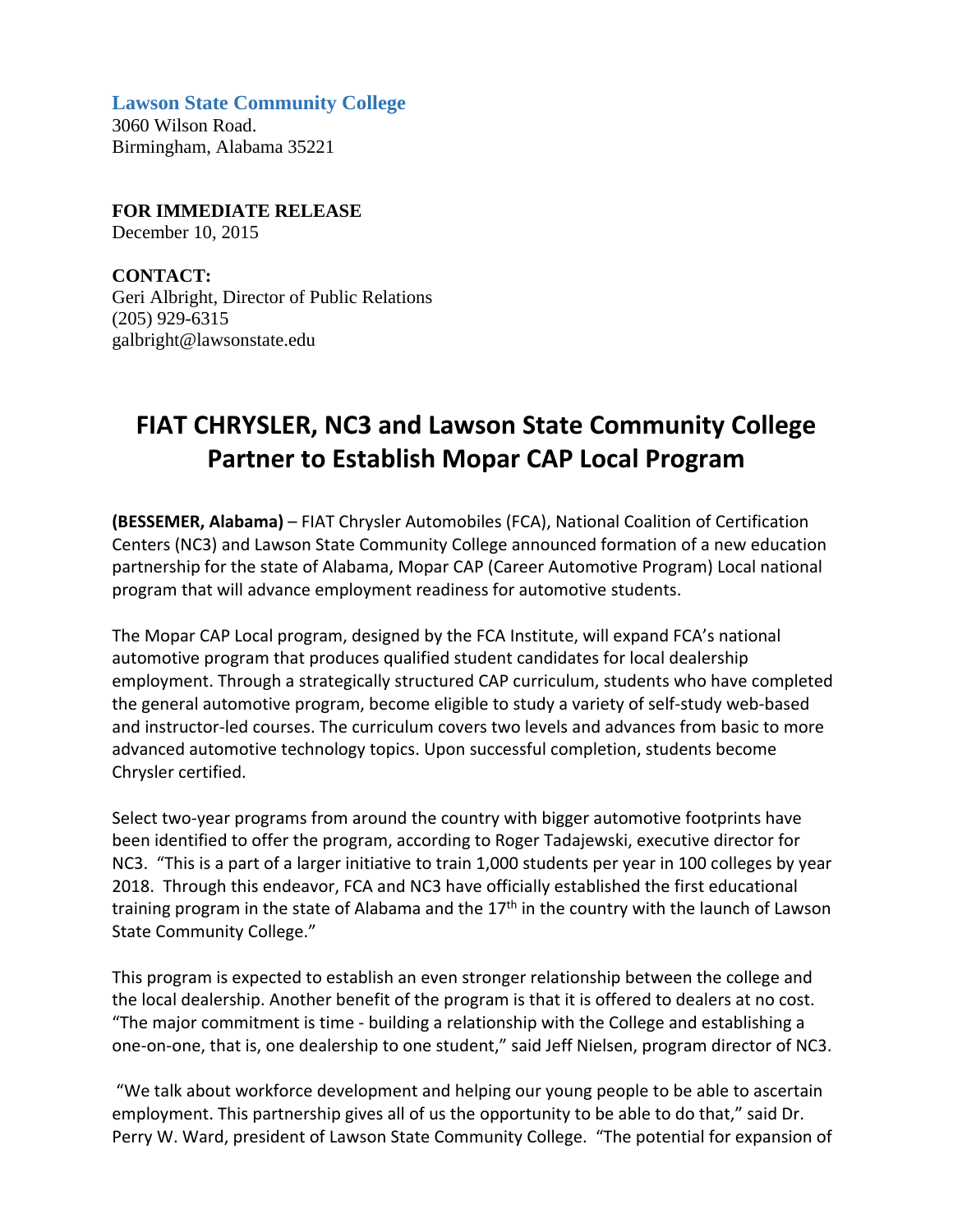**Lawson State Community College**
3060 Wilson Road.
Birmingham, Alabama 35221

**FOR IMMEDIATE RELEASE**
December 10, 2015

**CONTACT:**
Geri Albright, Director of Public Relations
(205) 929-6315
galbright@lawsonstate.edu

# FIAT CHRYSLER, NC3 and Lawson State Community College Partner to Establish Mopar CAP Local Program

**(BESSEMER, Alabama)** – FIAT Chrysler Automobiles (FCA), National Coalition of Certification Centers (NC3) and Lawson State Community College announced formation of a new education partnership for the state of Alabama, Mopar CAP (Career Automotive Program) Local national program that will advance employment readiness for automotive students.

The Mopar CAP Local program, designed by the FCA Institute, will expand FCA's national automotive program that produces qualified student candidates for local dealership employment. Through a strategically structured CAP curriculum, students who have completed the general automotive program, become eligible to study a variety of self-study web-based and instructor-led courses. The curriculum covers two levels and advances from basic to more advanced automotive technology topics. Upon successful completion, students become Chrysler certified.

Select two-year programs from around the country with bigger automotive footprints have been identified to offer the program, according to Roger Tadajewski, executive director for NC3. "This is a part of a larger initiative to train 1,000 students per year in 100 colleges by year 2018. Through this endeavor, FCA and NC3 have officially established the first educational training program in the state of Alabama and the 17th in the country with the launch of Lawson State Community College."

This program is expected to establish an even stronger relationship between the college and the local dealership. Another benefit of the program is that it is offered to dealers at no cost. "The major commitment is time - building a relationship with the College and establishing a one-on-one, that is, one dealership to one student," said Jeff Nielsen, program director of NC3.

"We talk about workforce development and helping our young people to be able to ascertain employment. This partnership gives all of us the opportunity to be able to do that," said Dr. Perry W. Ward, president of Lawson State Community College. "The potential for expansion of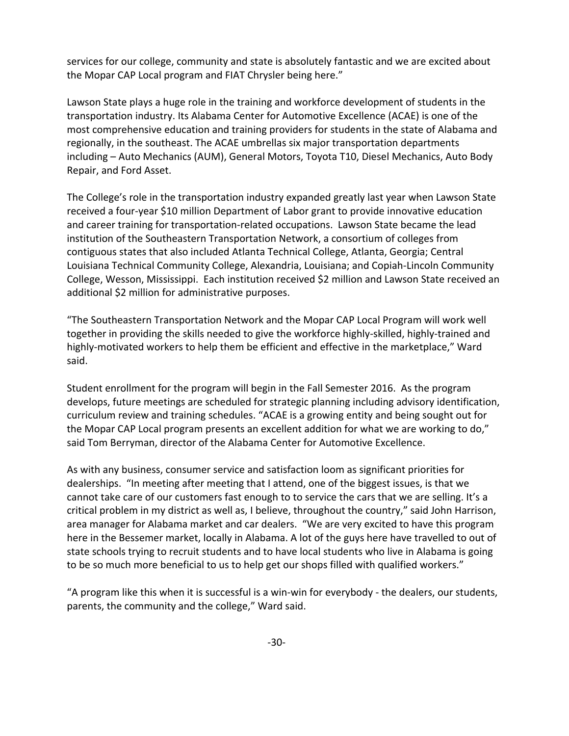services for our college, community and state is absolutely fantastic and we are excited about the Mopar CAP Local program and FIAT Chrysler being here."

Lawson State plays a huge role in the training and workforce development of students in the transportation industry. Its Alabama Center for Automotive Excellence (ACAE) is one of the most comprehensive education and training providers for students in the state of Alabama and regionally, in the southeast. The ACAE umbrellas six major transportation departments including – Auto Mechanics (AUM), General Motors, Toyota T10, Diesel Mechanics, Auto Body Repair, and Ford Asset.

The College's role in the transportation industry expanded greatly last year when Lawson State received a four-year $10 million Department of Labor grant to provide innovative education and career training for transportation-related occupations. Lawson State became the lead institution of the Southeastern Transportation Network, a consortium of colleges from contiguous states that also included Atlanta Technical College, Atlanta, Georgia; Central Louisiana Technical Community College, Alexandria, Louisiana; and Copiah-Lincoln Community College, Wesson, Mississippi. Each institution received $2 million and Lawson State received an additional $2 million for administrative purposes.

"The Southeastern Transportation Network and the Mopar CAP Local Program will work well together in providing the skills needed to give the workforce highly-skilled, highly-trained and highly-motivated workers to help them be efficient and effective in the marketplace," Ward said.

Student enrollment for the program will begin in the Fall Semester 2016. As the program develops, future meetings are scheduled for strategic planning including advisory identification, curriculum review and training schedules. "ACAE is a growing entity and being sought out for the Mopar CAP Local program presents an excellent addition for what we are working to do," said Tom Berryman, director of the Alabama Center for Automotive Excellence.

As with any business, consumer service and satisfaction loom as significant priorities for dealerships. "In meeting after meeting that I attend, one of the biggest issues, is that we cannot take care of our customers fast enough to to service the cars that we are selling. It's a critical problem in my district as well as, I believe, throughout the country," said John Harrison, area manager for Alabama market and car dealers. "We are very excited to have this program here in the Bessemer market, locally in Alabama. A lot of the guys here have travelled to out of state schools trying to recruit students and to have local students who live in Alabama is going to be so much more beneficial to us to help get our shops filled with qualified workers."

"A program like this when it is successful is a win-win for everybody - the dealers, our students, parents, the community and the college," Ward said.

-30-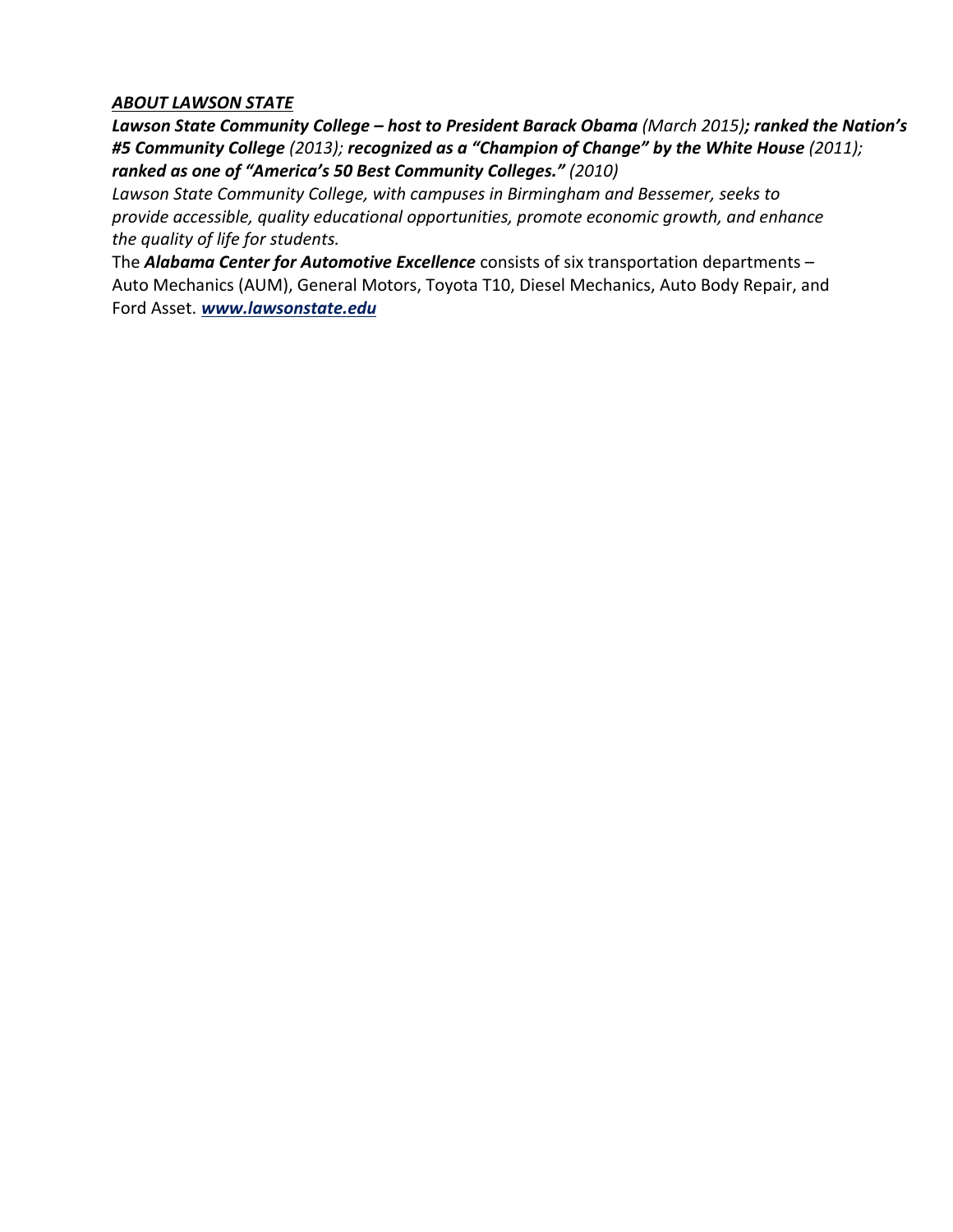***ABOUT LAWSON STATE***

***Lawson State Community College – host to President Barack Obama*** *(March 2015)****; ranked the Nation's #5 Community College*** *(2013);* ***recognized as a "Champion of Change" by the White House*** *(2011);* ***ranked as one of "America's 50 Best Community Colleges."*** *(2010)*

*Lawson State Community College, with campuses in Birmingham and Bessemer, seeks to provide accessible, quality educational opportunities, promote economic growth, and enhance the quality of life for students.*

The ***Alabama Center for Automotive Excellence*** consists of six transportation departments – Auto Mechanics (AUM), General Motors, Toyota T10, Diesel Mechanics, Auto Body Repair, and Ford Asset. ***www.lawsonstate.edu***